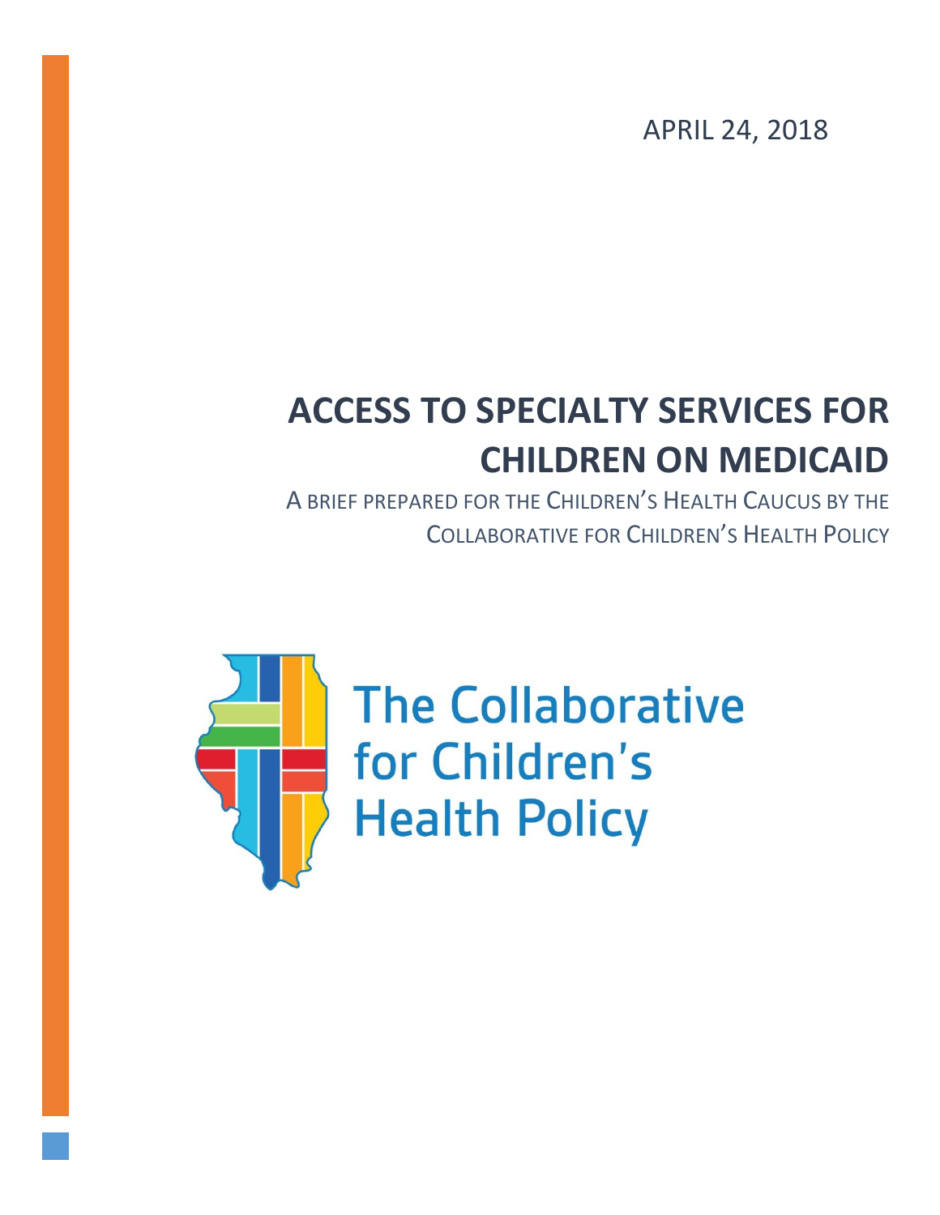APRIL 24, 2018

# ACCESS TO SPECIALTY SERVICES FOR CHILDREN ON MEDICAID

A BRIEF PREPARED FOR THE CHILDREN'S HEALTH CAUCUS BY THE COLLABORATIVE FOR CHILDREN'S HEALTH POLICY

The Collaborative for Children's Health Policy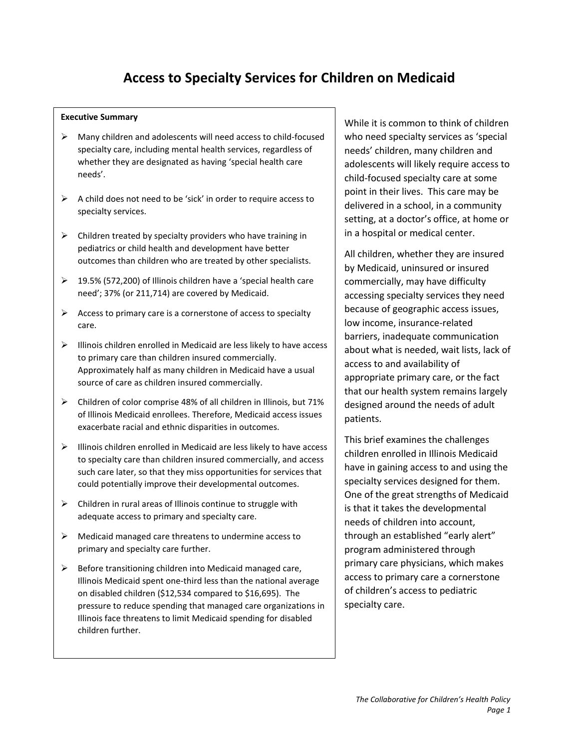# Access to Specialty Services for Children on Medicaid

**Executive Summary**

- Many children and adolescents will need access to child-focused specialty care, including mental health services, regardless of whether they are designated as having 'special health care needs'.
- A child does not need to be 'sick' in order to require access to specialty services.
- Children treated by specialty providers who have training in pediatrics or child health and development have better outcomes than children who are treated by other specialists.
- 19.5% (572,200) of Illinois children have a 'special health care need'; 37% (or 211,714) are covered by Medicaid.
- Access to primary care is a cornerstone of access to specialty care.
- Illinois children enrolled in Medicaid are less likely to have access to primary care than children insured commercially. Approximately half as many children in Medicaid have a usual source of care as children insured commercially.
- Children of color comprise 48% of all children in Illinois, but 71% of Illinois Medicaid enrollees. Therefore, Medicaid access issues exacerbate racial and ethnic disparities in outcomes.
- Illinois children enrolled in Medicaid are less likely to have access to specialty care than children insured commercially, and access such care later, so that they miss opportunities for services that could potentially improve their developmental outcomes.
- Children in rural areas of Illinois continue to struggle with adequate access to primary and specialty care.
- Medicaid managed care threatens to undermine access to primary and specialty care further.
- Before transitioning children into Medicaid managed care, Illinois Medicaid spent one-third less than the national average on disabled children ($12,534 compared to $16,695). The pressure to reduce spending that managed care organizations in Illinois face threatens to limit Medicaid spending for disabled children further.

While it is common to think of children who need specialty services as 'special needs' children, many children and adolescents will likely require access to child-focused specialty care at some point in their lives. This care may be delivered in a school, in a community setting, at a doctor's office, at home or in a hospital or medical center.

All children, whether they are insured by Medicaid, uninsured or insured commercially, may have difficulty accessing specialty services they need because of geographic access issues, low income, insurance-related barriers, inadequate communication about what is needed, wait lists, lack of access to and availability of appropriate primary care, or the fact that our health system remains largely designed around the needs of adult patients.

This brief examines the challenges children enrolled in Illinois Medicaid have in gaining access to and using the specialty services designed for them. One of the great strengths of Medicaid is that it takes the developmental needs of children into account, through an established "early alert" program administered through primary care physicians, which makes access to primary care a cornerstone of children's access to pediatric specialty care.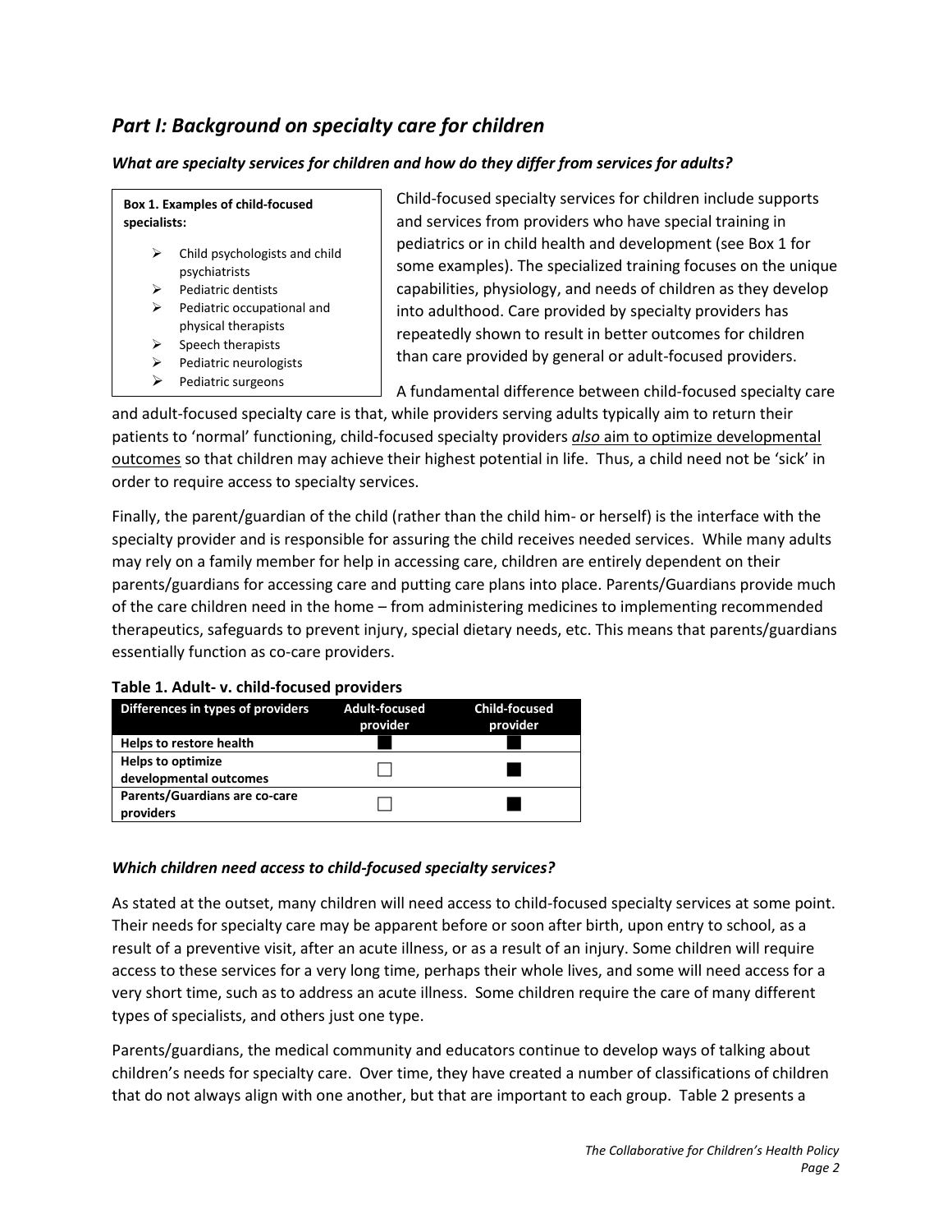## *Part I: Background on specialty care for children*

### *What are specialty services for children and how do they differ from services for adults?*

**Box 1. Examples of child-focused specialists:**

- Child psychologists and child psychiatrists
- Pediatric dentists
- Pediatric occupational and physical therapists
- Speech therapists
- Pediatric neurologists
- Pediatric surgeons

Child-focused specialty services for children include supports and services from providers who have special training in pediatrics or in child health and development (see Box 1 for some examples). The specialized training focuses on the unique capabilities, physiology, and needs of children as they develop into adulthood. Care provided by specialty providers has repeatedly shown to result in better outcomes for children than care provided by general or adult-focused providers.

A fundamental difference between child-focused specialty care and adult-focused specialty care is that, while providers serving adults typically aim to return their patients to 'normal' functioning, child-focused specialty providers *also* aim to optimize developmental outcomes so that children may achieve their highest potential in life. Thus, a child need not be 'sick' in order to require access to specialty services.

Finally, the parent/guardian of the child (rather than the child him- or herself) is the interface with the specialty provider and is responsible for assuring the child receives needed services. While many adults may rely on a family member for help in accessing care, children are entirely dependent on their parents/guardians for accessing care and putting care plans into place. Parents/Guardians provide much of the care children need in the home – from administering medicines to implementing recommended therapeutics, safeguards to prevent injury, special dietary needs, etc. This means that parents/guardians essentially function as co-care providers.

**Table 1. Adult- v. child-focused providers**

| Differences in types of providers | Adult-focused provider | Child-focused provider |
|---|---|---|
| **Helps to restore health** | ■ | ■ |
| **Helps to optimize developmental outcomes** | ☐ | ■ |
| **Parents/Guardians are co-care providers** | ☐ | ■ |

### *Which children need access to child-focused specialty services?*

As stated at the outset, many children will need access to child-focused specialty services at some point. Their needs for specialty care may be apparent before or soon after birth, upon entry to school, as a result of a preventive visit, after an acute illness, or as a result of an injury. Some children will require access to these services for a very long time, perhaps their whole lives, and some will need access for a very short time, such as to address an acute illness. Some children require the care of many different types of specialists, and others just one type.

Parents/guardians, the medical community and educators continue to develop ways of talking about children's needs for specialty care. Over time, they have created a number of classifications of children that do not always align with one another, but that are important to each group. Table 2 presents a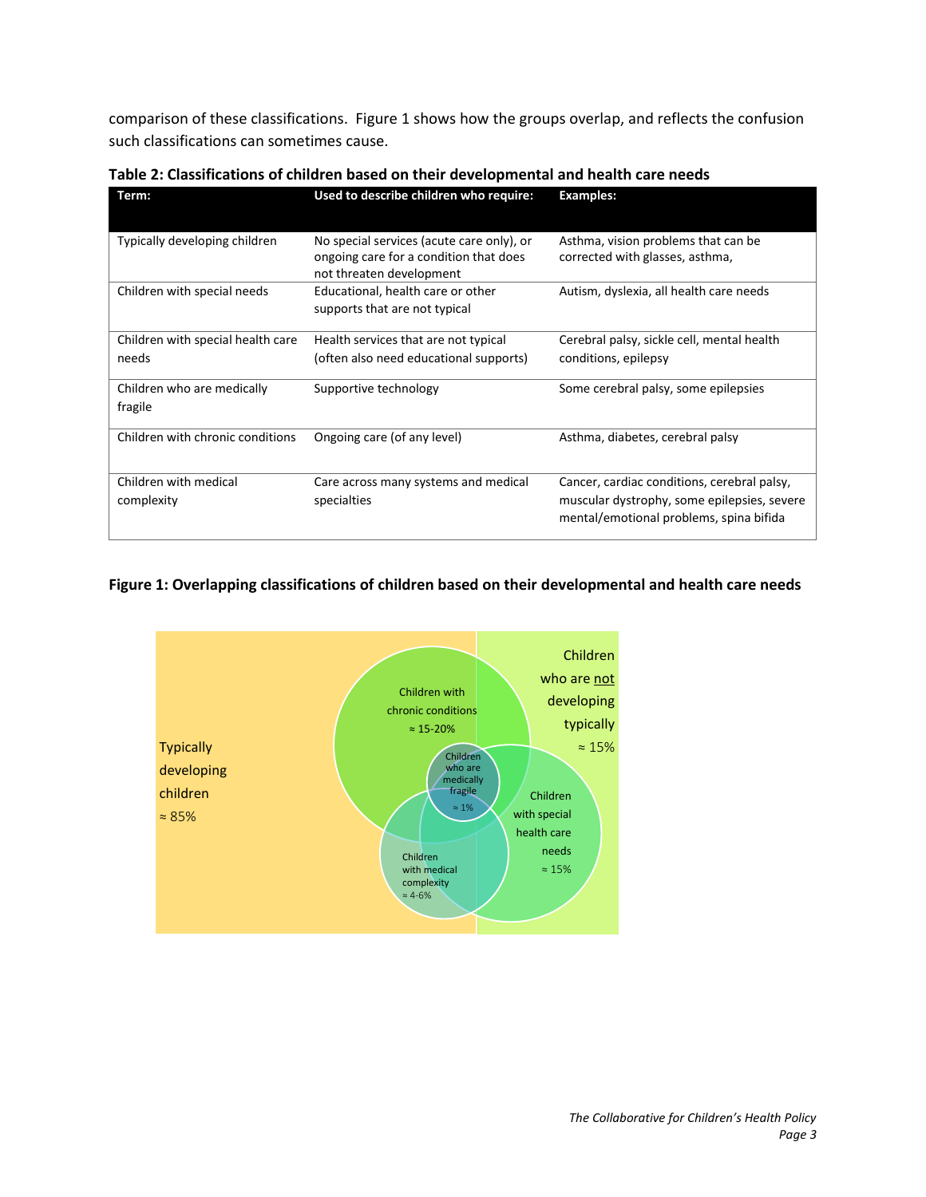comparison of these classifications. Figure 1 shows how the groups overlap, and reflects the confusion such classifications can sometimes cause.

**Table 2: Classifications of children based on their developmental and health care needs**

| Term: | Used to describe children who require: | Examples: |
|---|---|---|
| Typically developing children | No special services (acute care only), or ongoing care for a condition that does not threaten development | Asthma, vision problems that can be corrected with glasses, asthma, |
| Children with special needs | Educational, health care or other supports that are not typical | Autism, dyslexia, all health care needs |
| Children with special health care needs | Health services that are not typical (often also need educational supports) | Cerebral palsy, sickle cell, mental health conditions, epilepsy |
| Children who are medically fragile | Supportive technology | Some cerebral palsy, some epilepsies |
| Children with chronic conditions | Ongoing care (of any level) | Asthma, diabetes, cerebral palsy |
| Children with medical complexity | Care across many systems and medical specialties | Cancer, cardiac conditions, cerebral palsy, muscular dystrophy, some epilepsies, severe mental/emotional problems, spina bifida |

**Figure 1: Overlapping classifications of children based on their developmental and health care needs**

Typically developing children ≈ 85%

Children who are not developing typically ≈ 15%

Children with chronic conditions ≈ 15-20%

Children who are medically fragile ≈ 1%

Children with special health care needs ≈ 15%

Children with medical complexity ≈ 4-6%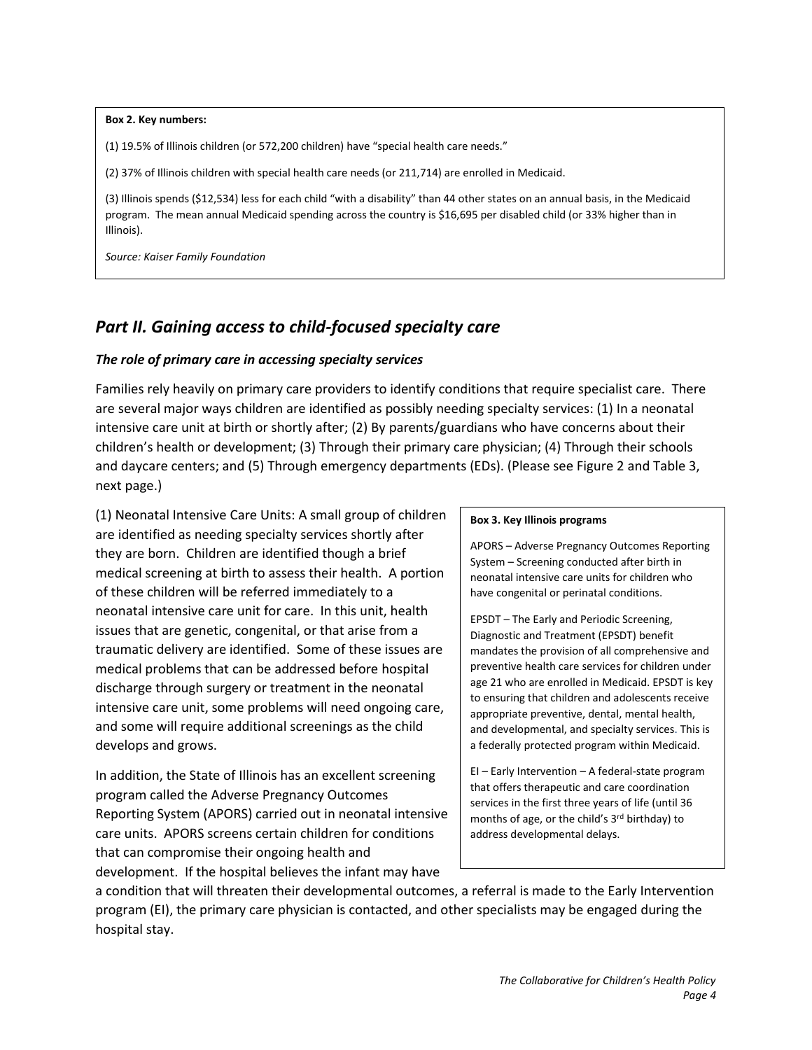**Box 2. Key numbers:**

(1) 19.5% of Illinois children (or 572,200 children) have "special health care needs."

(2) 37% of Illinois children with special health care needs (or 211,714) are enrolled in Medicaid.

(3) Illinois spends ($12,534) less for each child "with a disability" than 44 other states on an annual basis, in the Medicaid program. The mean annual Medicaid spending across the country is $16,695 per disabled child (or 33% higher than in Illinois).

*Source: Kaiser Family Foundation*

## *Part II. Gaining access to child-focused specialty care*

### *The role of primary care in accessing specialty services*

Families rely heavily on primary care providers to identify conditions that require specialist care. There are several major ways children are identified as possibly needing specialty services: (1) In a neonatal intensive care unit at birth or shortly after; (2) By parents/guardians who have concerns about their children's health or development; (3) Through their primary care physician; (4) Through their schools and daycare centers; and (5) Through emergency departments (EDs). (Please see Figure 2 and Table 3, next page.)

(1) Neonatal Intensive Care Units: A small group of children are identified as needing specialty services shortly after they are born. Children are identified though a brief medical screening at birth to assess their health. A portion of these children will be referred immediately to a neonatal intensive care unit for care. In this unit, health issues that are genetic, congenital, or that arise from a traumatic delivery are identified. Some of these issues are medical problems that can be addressed before hospital discharge through surgery or treatment in the neonatal intensive care unit, some problems will need ongoing care, and some will require additional screenings as the child develops and grows.

In addition, the State of Illinois has an excellent screening program called the Adverse Pregnancy Outcomes Reporting System (APORS) carried out in neonatal intensive care units. APORS screens certain children for conditions that can compromise their ongoing health and development. If the hospital believes the infant may have a condition that will threaten their developmental outcomes, a referral is made to the Early Intervention program (EI), the primary care physician is contacted, and other specialists may be engaged during the hospital stay.

**Box 3. Key Illinois programs**

APORS – Adverse Pregnancy Outcomes Reporting System – Screening conducted after birth in neonatal intensive care units for children who have congenital or perinatal conditions.

EPSDT – The Early and Periodic Screening, Diagnostic and Treatment (EPSDT) benefit mandates the provision of all comprehensive and preventive health care services for children under age 21 who are enrolled in Medicaid. EPSDT is key to ensuring that children and adolescents receive appropriate preventive, dental, mental health, and developmental, and specialty services. This is a federally protected program within Medicaid.

EI – Early Intervention – A federal-state program that offers therapeutic and care coordination services in the first three years of life (until 36 months of age, or the child's 3rd birthday) to address developmental delays.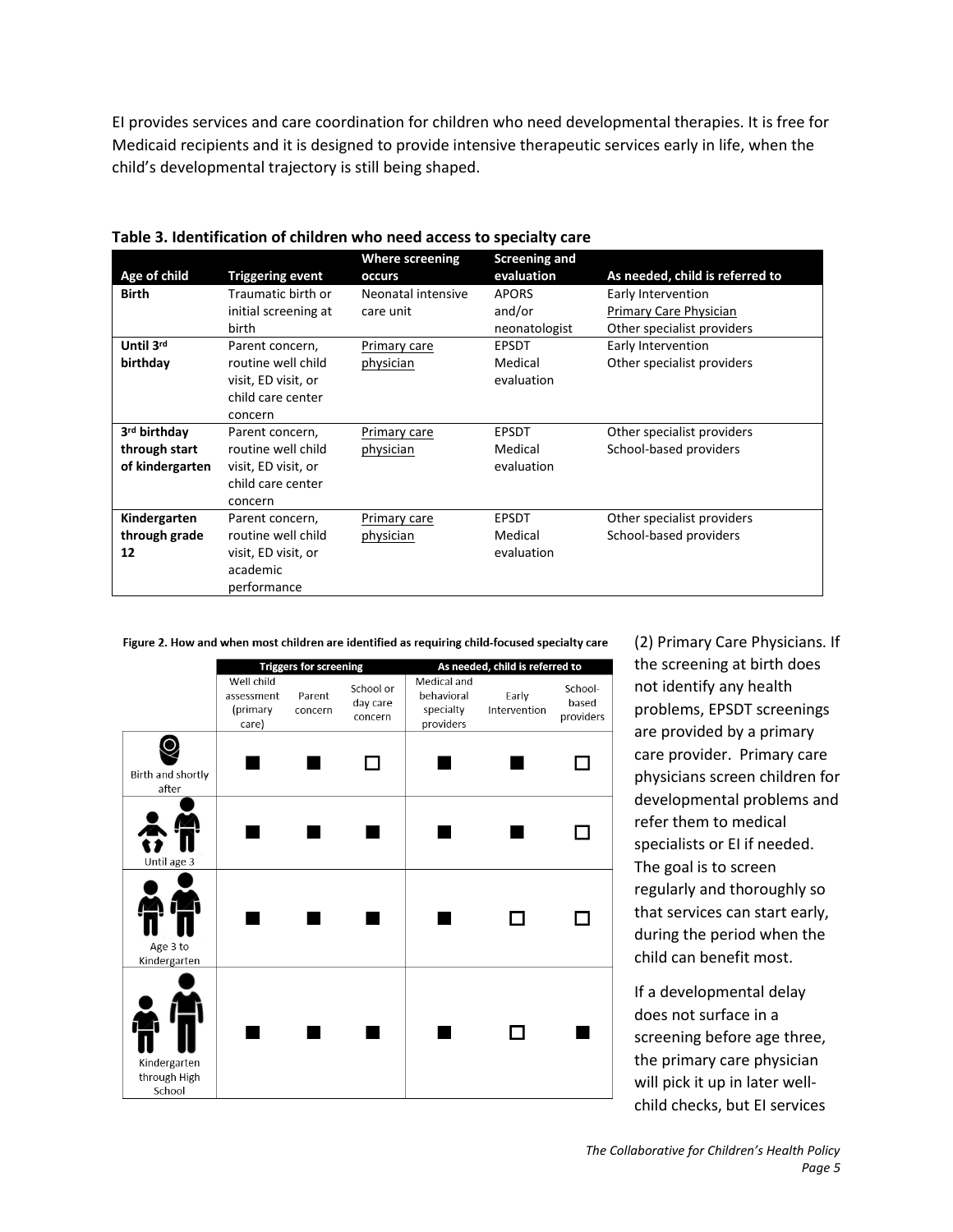EI provides services and care coordination for children who need developmental therapies. It is free for Medicaid recipients and it is designed to provide intensive therapeutic services early in life, when the child's developmental trajectory is still being shaped.

**Table 3. Identification of children who need access to specialty care**

| Age of child | Triggering event | Where screening occurs | Screening and evaluation | As needed, child is referred to |
|---|---|---|---|---|
| **Birth** | Traumatic birth or initial screening at birth | Neonatal intensive care unit | APORS and/or neonatologist | Early Intervention<br>Primary Care Physician<br>Other specialist providers |
| **Until 3rd birthday** | Parent concern, routine well child visit, ED visit, or child care center concern | Primary care physician | EPSDT Medical evaluation | Early Intervention<br>Other specialist providers |
| **3rd birthday through start of kindergarten** | Parent concern, routine well child visit, ED visit, or child care center concern | Primary care physician | EPSDT Medical evaluation | Other specialist providers<br>School-based providers |
| **Kindergarten through grade 12** | Parent concern, routine well child visit, ED visit, or academic performance | Primary care physician | EPSDT Medical evaluation | Other specialist providers<br>School-based providers |

**Figure 2. How and when most children are identified as requiring child-focused specialty care**

| | Triggers for screening | | | As needed, child is referred to | | |
|---|---|---|---|---|---|---|
| | Well child assessment (primary care) | Parent concern | School or day care concern | Medical and behavioral specialty providers | Early Intervention | School-based providers |
| Birth and shortly after | ■ | ■ | □ | ■ | ■ | □ |
| Until age 3 | ■ | ■ | ■ | ■ | ■ | □ |
| Age 3 to Kindergarten | ■ | ■ | ■ | ■ | □ | □ |
| Kindergarten through High School | ■ | ■ | ■ | ■ | □ | ■ |

(2) Primary Care Physicians. If the screening at birth does not identify any health problems, EPSDT screenings are provided by a primary care provider. Primary care physicians screen children for developmental problems and refer them to medical specialists or EI if needed. The goal is to screen regularly and thoroughly so that services can start early, during the period when the child can benefit most.

If a developmental delay does not surface in a screening before age three, the primary care physician will pick it up in later well-child checks, but EI services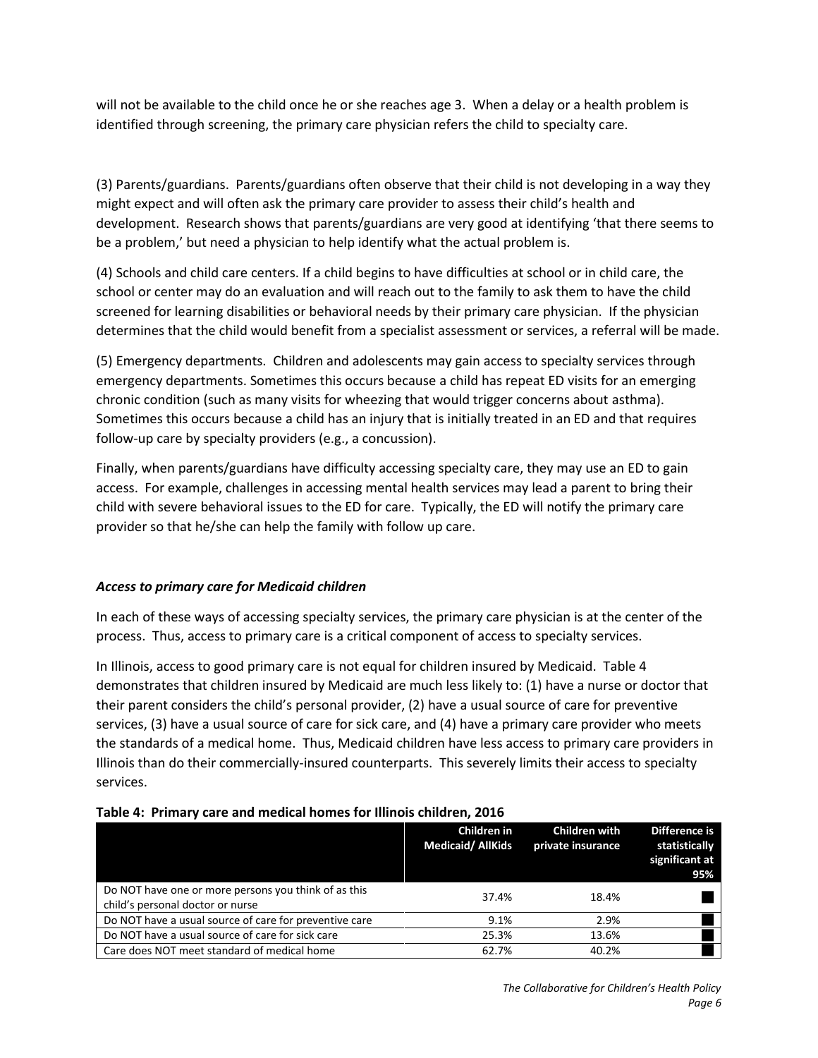will not be available to the child once he or she reaches age 3. When a delay or a health problem is identified through screening, the primary care physician refers the child to specialty care.

(3) Parents/guardians. Parents/guardians often observe that their child is not developing in a way they might expect and will often ask the primary care provider to assess their child's health and development. Research shows that parents/guardians are very good at identifying 'that there seems to be a problem,' but need a physician to help identify what the actual problem is.

(4) Schools and child care centers. If a child begins to have difficulties at school or in child care, the school or center may do an evaluation and will reach out to the family to ask them to have the child screened for learning disabilities or behavioral needs by their primary care physician. If the physician determines that the child would benefit from a specialist assessment or services, a referral will be made.

(5) Emergency departments. Children and adolescents may gain access to specialty services through emergency departments. Sometimes this occurs because a child has repeat ED visits for an emerging chronic condition (such as many visits for wheezing that would trigger concerns about asthma). Sometimes this occurs because a child has an injury that is initially treated in an ED and that requires follow-up care by specialty providers (e.g., a concussion).

Finally, when parents/guardians have difficulty accessing specialty care, they may use an ED to gain access. For example, challenges in accessing mental health services may lead a parent to bring their child with severe behavioral issues to the ED for care. Typically, the ED will notify the primary care provider so that he/she can help the family with follow up care.

### *Access to primary care for Medicaid children*

In each of these ways of accessing specialty services, the primary care physician is at the center of the process. Thus, access to primary care is a critical component of access to specialty services.

In Illinois, access to good primary care is not equal for children insured by Medicaid. Table 4 demonstrates that children insured by Medicaid are much less likely to: (1) have a nurse or doctor that their parent considers the child's personal provider, (2) have a usual source of care for preventive services, (3) have a usual source of care for sick care, and (4) have a primary care provider who meets the standards of a medical home. Thus, Medicaid children have less access to primary care providers in Illinois than do their commercially-insured counterparts. This severely limits their access to specialty services.

**Table 4: Primary care and medical homes for Illinois children, 2016**

| | Children in Medicaid/ AllKids | Children with private insurance | Difference is statistically significant at 95% |
|---|---|---|---|
| Do NOT have one or more persons you think of as this child's personal doctor or nurse | 37.4% | 18.4% | ■ |
| Do NOT have a usual source of care for preventive care | 9.1% | 2.9% | ■ |
| Do NOT have a usual source of care for sick care | 25.3% | 13.6% | ■ |
| Care does NOT meet standard of medical home | 62.7% | 40.2% | ■ |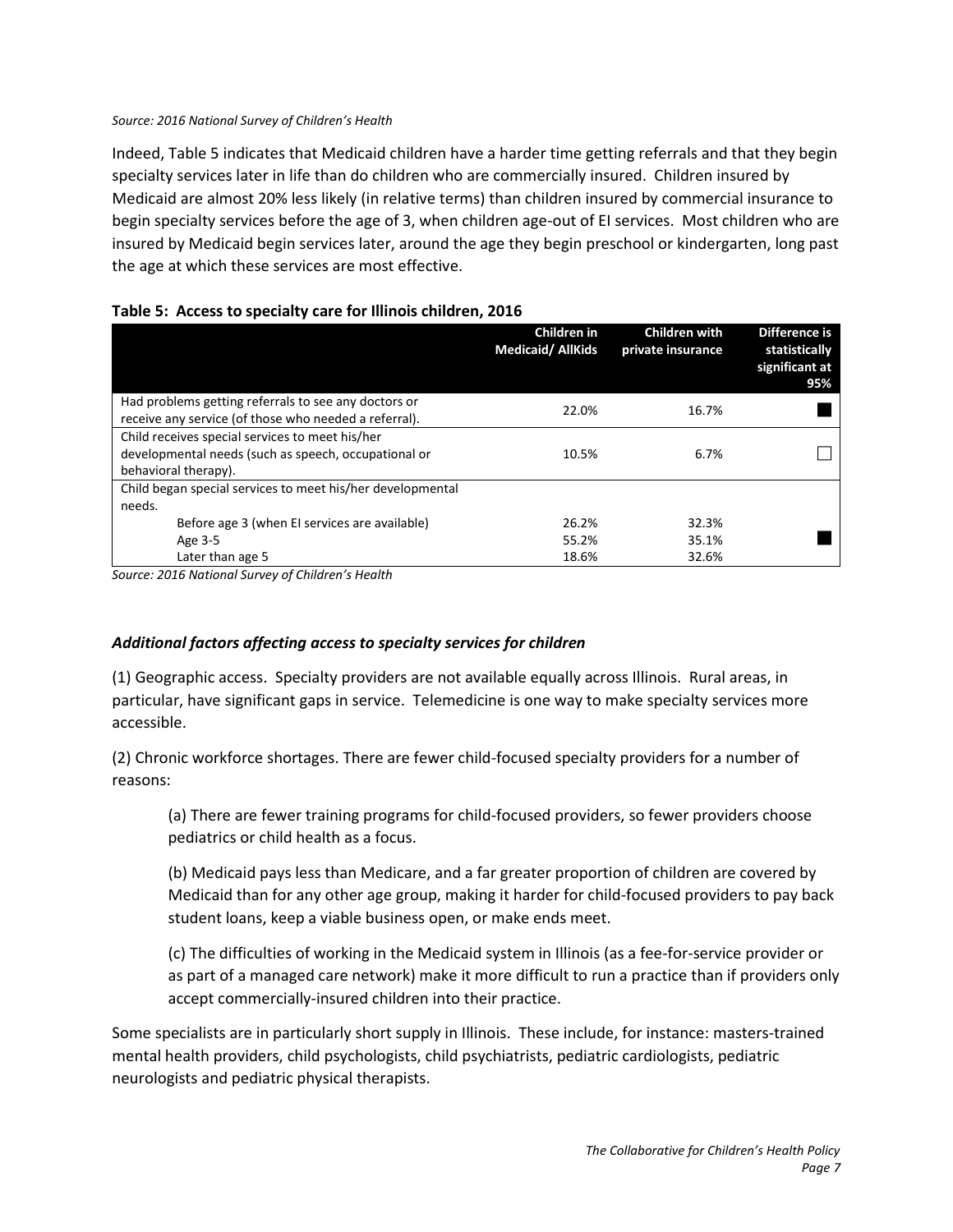*Source: 2016 National Survey of Children's Health*

Indeed, Table 5 indicates that Medicaid children have a harder time getting referrals and that they begin specialty services later in life than do children who are commercially insured. Children insured by Medicaid are almost 20% less likely (in relative terms) than children insured by commercial insurance to begin specialty services before the age of 3, when children age-out of EI services. Most children who are insured by Medicaid begin services later, around the age they begin preschool or kindergarten, long past the age at which these services are most effective.

**Table 5: Access to specialty care for Illinois children, 2016**

| | Children in Medicaid/ AllKids | Children with private insurance | Difference is statistically significant at 95% |
|---|---|---|---|
| Had problems getting referrals to see any doctors or receive any service (of those who needed a referral). | 22.0% | 16.7% | ■ |
| Child receives special services to meet his/her developmental needs (such as speech, occupational or behavioral therapy). | 10.5% | 6.7% | □ |
| Child began special services to meet his/her developmental needs. | | | |
| Before age 3 (when EI services are available) | 26.2% | 32.3% | ■ |
| Age 3-5 | 55.2% | 35.1% | |
| Later than age 5 | 18.6% | 32.6% | |

*Source: 2016 National Survey of Children's Health*

### *Additional factors affecting access to specialty services for children*

(1) Geographic access. Specialty providers are not available equally across Illinois. Rural areas, in particular, have significant gaps in service. Telemedicine is one way to make specialty services more accessible.

(2) Chronic workforce shortages. There are fewer child-focused specialty providers for a number of reasons:

> (a) There are fewer training programs for child-focused providers, so fewer providers choose pediatrics or child health as a focus.
>
> (b) Medicaid pays less than Medicare, and a far greater proportion of children are covered by Medicaid than for any other age group, making it harder for child-focused providers to pay back student loans, keep a viable business open, or make ends meet.
>
> (c) The difficulties of working in the Medicaid system in Illinois (as a fee-for-service provider or as part of a managed care network) make it more difficult to run a practice than if providers only accept commercially-insured children into their practice.

Some specialists are in particularly short supply in Illinois. These include, for instance: masters-trained mental health providers, child psychologists, child psychiatrists, pediatric cardiologists, pediatric neurologists and pediatric physical therapists.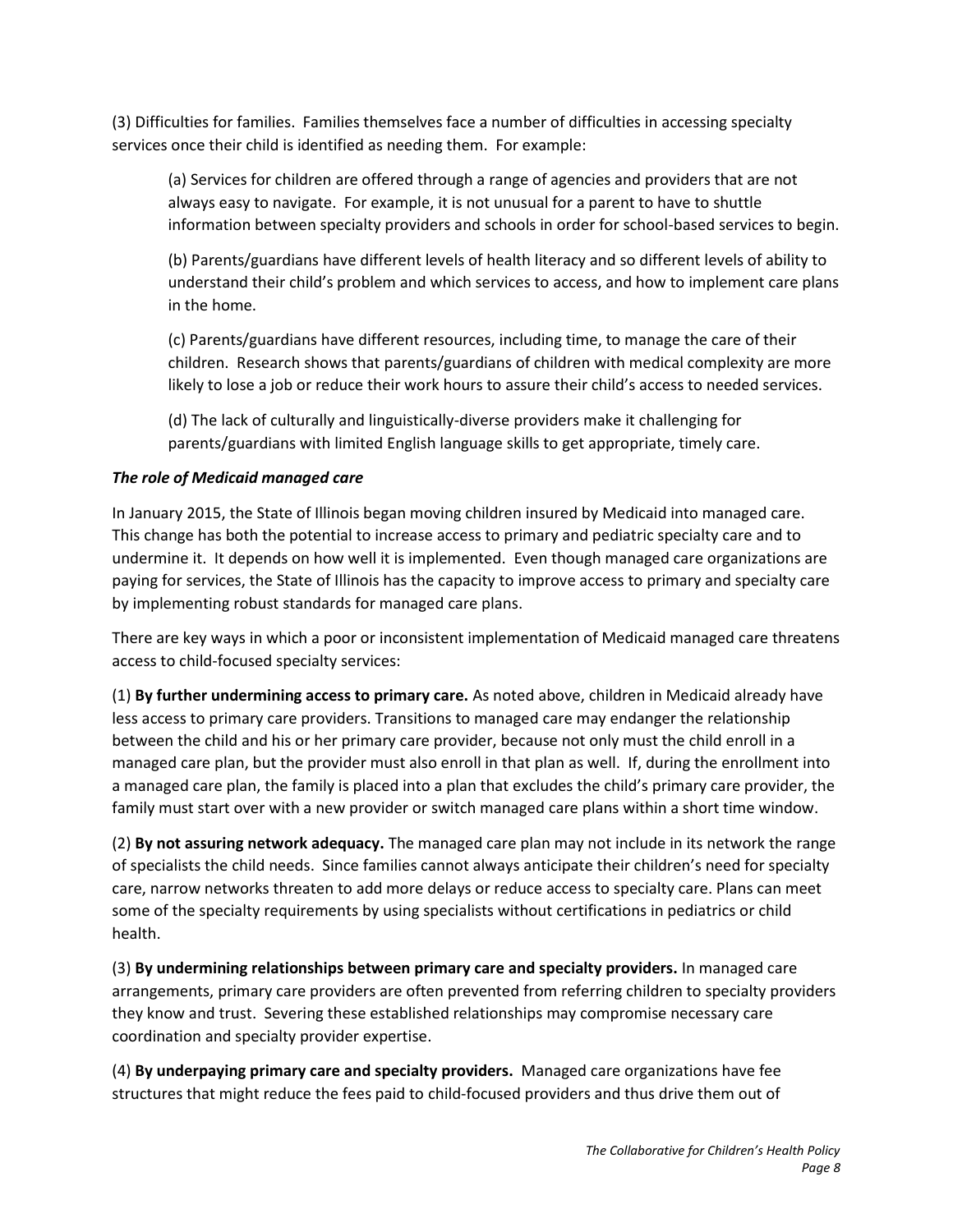(3) Difficulties for families. Families themselves face a number of difficulties in accessing specialty services once their child is identified as needing them. For example:

(a) Services for children are offered through a range of agencies and providers that are not always easy to navigate. For example, it is not unusual for a parent to have to shuttle information between specialty providers and schools in order for school-based services to begin.

(b) Parents/guardians have different levels of health literacy and so different levels of ability to understand their child's problem and which services to access, and how to implement care plans in the home.

(c) Parents/guardians have different resources, including time, to manage the care of their children. Research shows that parents/guardians of children with medical complexity are more likely to lose a job or reduce their work hours to assure their child's access to needed services.

(d) The lack of culturally and linguistically-diverse providers make it challenging for parents/guardians with limited English language skills to get appropriate, timely care.

***The role of Medicaid managed care***

In January 2015, the State of Illinois began moving children insured by Medicaid into managed care. This change has both the potential to increase access to primary and pediatric specialty care and to undermine it. It depends on how well it is implemented. Even though managed care organizations are paying for services, the State of Illinois has the capacity to improve access to primary and specialty care by implementing robust standards for managed care plans.

There are key ways in which a poor or inconsistent implementation of Medicaid managed care threatens access to child-focused specialty services:

(1) **By further undermining access to primary care.** As noted above, children in Medicaid already have less access to primary care providers. Transitions to managed care may endanger the relationship between the child and his or her primary care provider, because not only must the child enroll in a managed care plan, but the provider must also enroll in that plan as well. If, during the enrollment into a managed care plan, the family is placed into a plan that excludes the child's primary care provider, the family must start over with a new provider or switch managed care plans within a short time window.

(2) **By not assuring network adequacy.** The managed care plan may not include in its network the range of specialists the child needs. Since families cannot always anticipate their children's need for specialty care, narrow networks threaten to add more delays or reduce access to specialty care. Plans can meet some of the specialty requirements by using specialists without certifications in pediatrics or child health.

(3) **By undermining relationships between primary care and specialty providers.** In managed care arrangements, primary care providers are often prevented from referring children to specialty providers they know and trust. Severing these established relationships may compromise necessary care coordination and specialty provider expertise.

(4) **By underpaying primary care and specialty providers.** Managed care organizations have fee structures that might reduce the fees paid to child-focused providers and thus drive them out of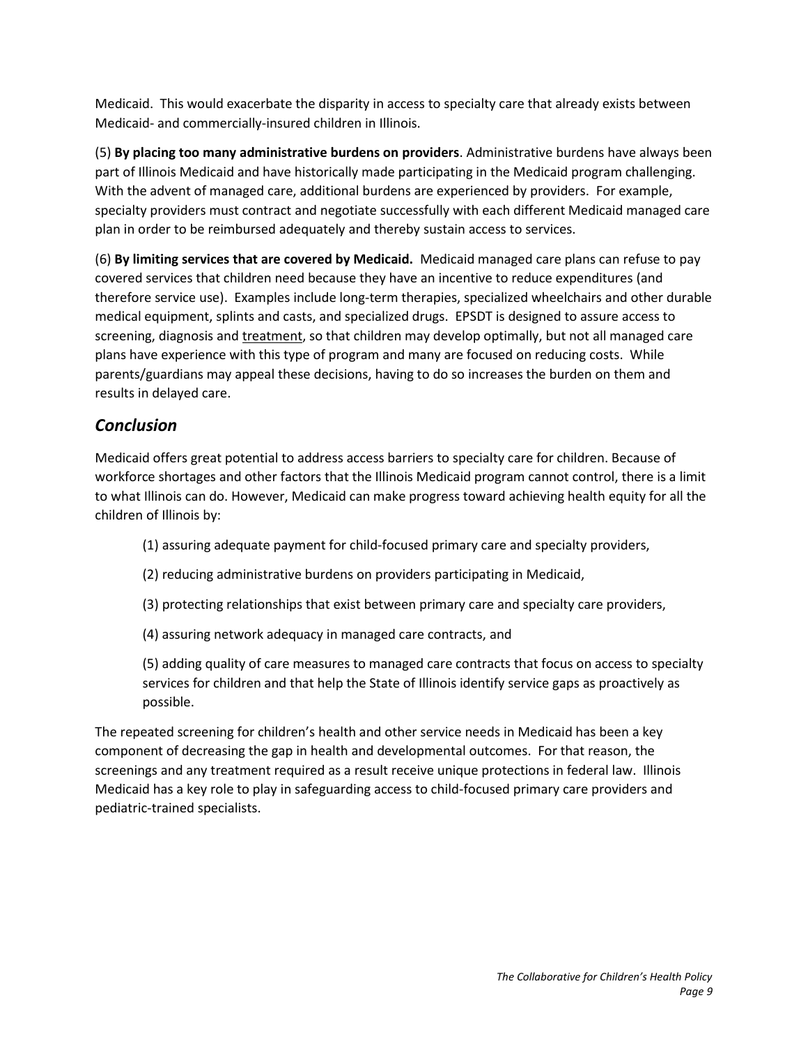Medicaid. This would exacerbate the disparity in access to specialty care that already exists between Medicaid- and commercially-insured children in Illinois.

(5) **By placing too many administrative burdens on providers**. Administrative burdens have always been part of Illinois Medicaid and have historically made participating in the Medicaid program challenging. With the advent of managed care, additional burdens are experienced by providers. For example, specialty providers must contract and negotiate successfully with each different Medicaid managed care plan in order to be reimbursed adequately and thereby sustain access to services.

(6) **By limiting services that are covered by Medicaid.** Medicaid managed care plans can refuse to pay covered services that children need because they have an incentive to reduce expenditures (and therefore service use). Examples include long-term therapies, specialized wheelchairs and other durable medical equipment, splints and casts, and specialized drugs. EPSDT is designed to assure access to screening, diagnosis and <u>treatment</u>, so that children may develop optimally, but not all managed care plans have experience with this type of program and many are focused on reducing costs. While parents/guardians may appeal these decisions, having to do so increases the burden on them and results in delayed care.

## *Conclusion*

Medicaid offers great potential to address access barriers to specialty care for children. Because of workforce shortages and other factors that the Illinois Medicaid program cannot control, there is a limit to what Illinois can do. However, Medicaid can make progress toward achieving health equity for all the children of Illinois by:

(1) assuring adequate payment for child-focused primary care and specialty providers,

(2) reducing administrative burdens on providers participating in Medicaid,

(3) protecting relationships that exist between primary care and specialty care providers,

(4) assuring network adequacy in managed care contracts, and

(5) adding quality of care measures to managed care contracts that focus on access to specialty services for children and that help the State of Illinois identify service gaps as proactively as possible.

The repeated screening for children's health and other service needs in Medicaid has been a key component of decreasing the gap in health and developmental outcomes. For that reason, the screenings and any treatment required as a result receive unique protections in federal law. Illinois Medicaid has a key role to play in safeguarding access to child-focused primary care providers and pediatric-trained specialists.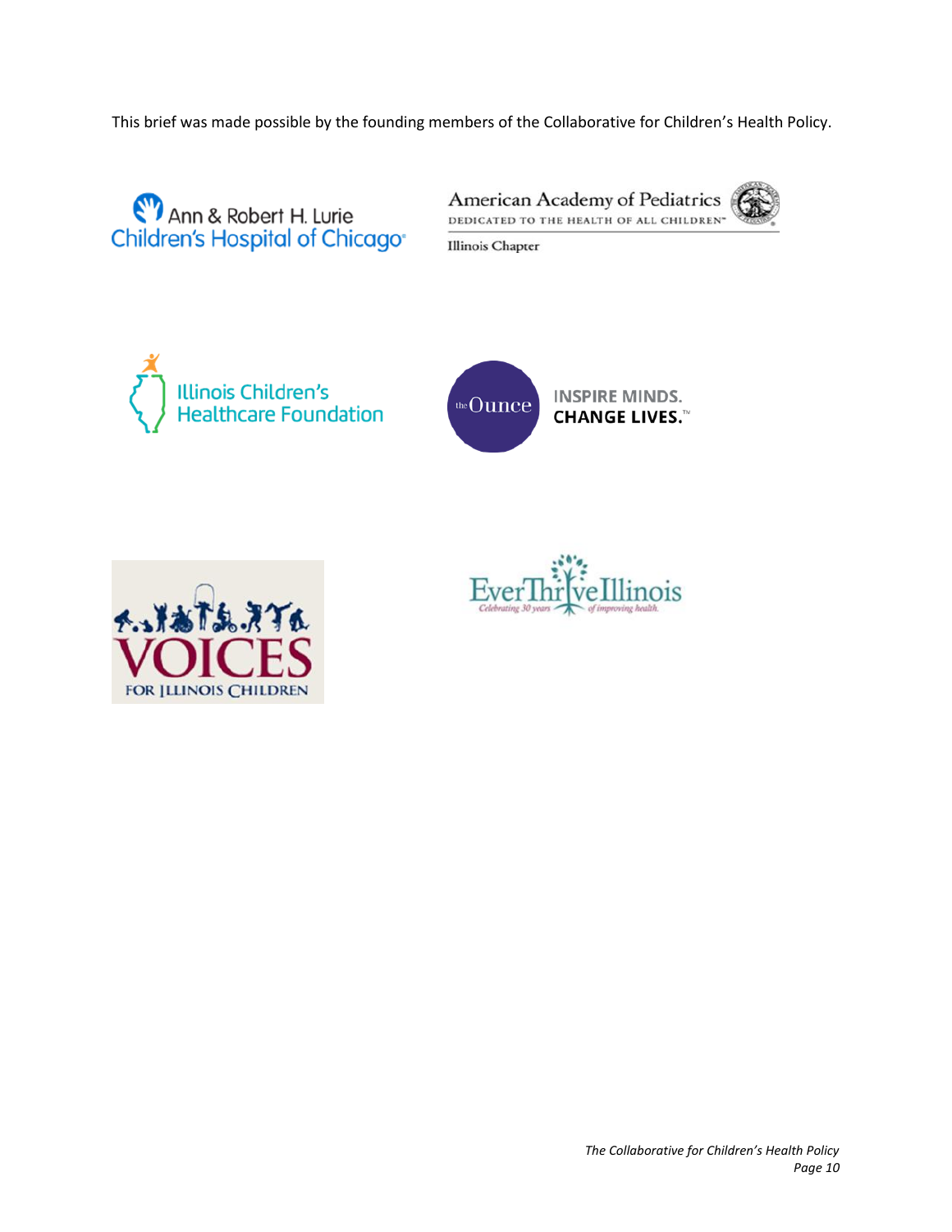This brief was made possible by the founding members of the Collaborative for Children's Health Policy.

Ann & Robert H. Lurie Children's Hospital of Chicago

American Academy of Pediatrics
DEDICATED TO THE HEALTH OF ALL CHILDREN™
Illinois Chapter

Illinois Children's Healthcare Foundation

the Ounce
INSPIRE MINDS. CHANGE LIVES.™

VOICES FOR ILLINOIS CHILDREN

EverThrive Illinois
Celebrating 30 years of improving health.